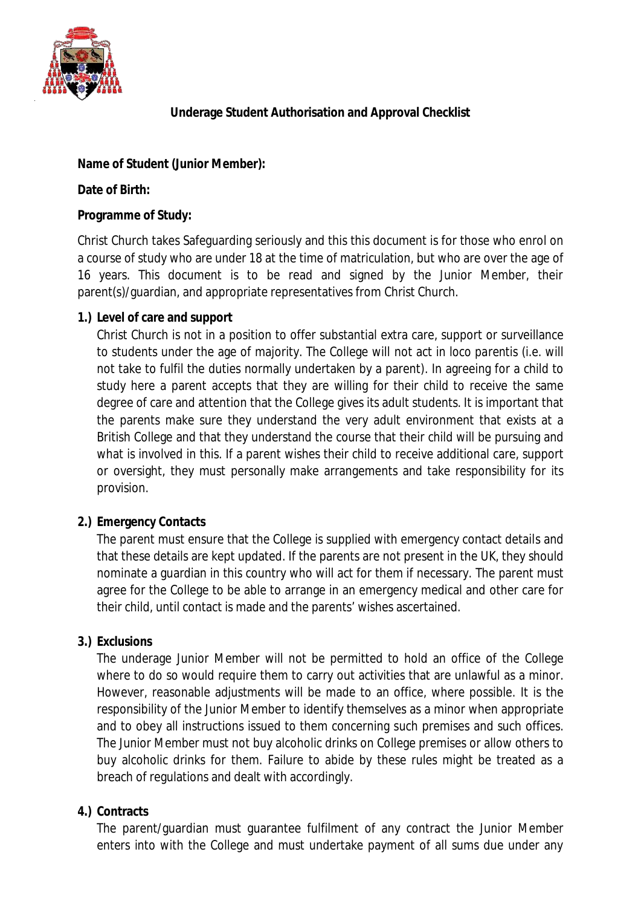# Underage Student Authorisation and Approval Checklist

**Name of Student (Junior Member):**

**Date of Birth:**

**Programme of Study:**

Christ Church takes Safeguarding seriously and this this document is for those who enrol on a course of study who are under 18 at the time of matriculation, but who are over the age of 16 years. This document is to be read and signed by the Junior Member, their parent(s)/guardian, and appropriate representatives from Christ Church.

**1.) Level of care and support**

Christ Church is not in a position to offer substantial extra care, support or surveillance to students under the age of majority. The College will not act in loco parentis (i.e. will not take to fulfil the duties normally undertaken by a parent). In agreeing for a child to study here a parent accepts that they are willing for their child to receive the same degree of care and attention that the College gives its adult students. It is important that the parents make sure they understand the very adult environment that exists at a British College and that they understand the course that their child will be pursuing and what is involved in this. If a parent wishes their child to receive additional care, support or oversight, they must personally make arrangements and take responsibility for its provision.

**2.) Emergency Contacts**

The parent must ensure that the College is supplied with emergency contact details and that these details are kept updated. If the parents are not present in the UK, they should nominate a guardian in this country who will act for them if necessary. The parent must agree for the College to be able to arrange in an emergency medical and other care for their child, until contact is made and the parents' wishes ascertained.

**3.) Exclusions**

The underage Junior Member will not be permitted to hold an office of the College where to do so would require them to carry out activities that are unlawful as a minor. However, reasonable adjustments will be made to an office, where possible. It is the responsibility of the Junior Member to identify themselves as a minor when appropriate and to obey all instructions issued to them concerning such premises and such offices. The Junior Member must not buy alcoholic drinks on College premises or allow others to buy alcoholic drinks for them. Failure to abide by these rules might be treated as a breach of regulations and dealt with accordingly.

**4.) Contracts**

The parent/guardian must guarantee fulfilment of any contract the Junior Member enters into with the College and must undertake payment of all sums due under any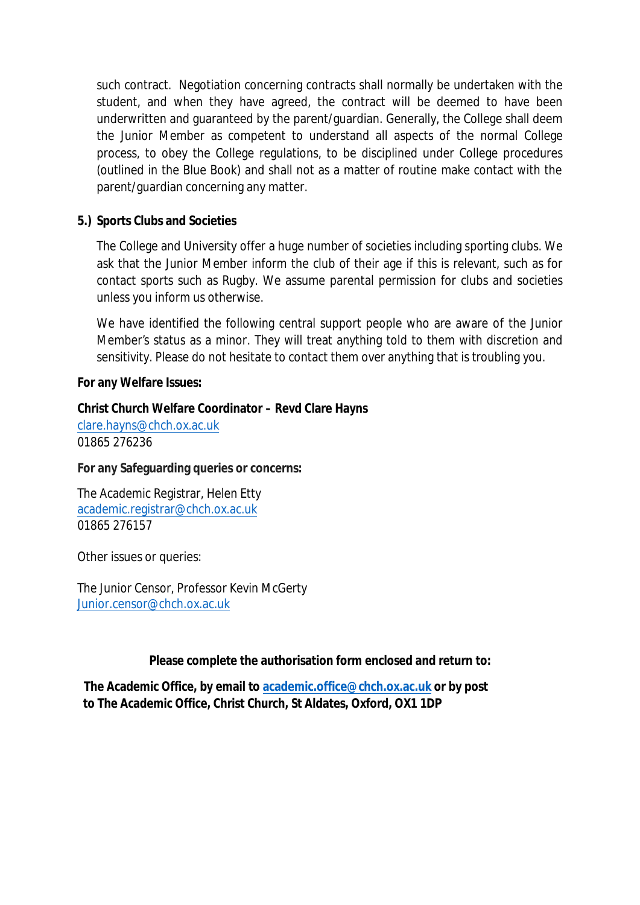such contract. Negotiation concerning contracts shall normally be undertaken with the student, and when they have agreed, the contract will be deemed to have been underwritten and guaranteed by the parent/guardian. Generally, the College shall deem the Junior Member as competent to understand all aspects of the normal College process, to obey the College regulations, to be disciplined under College procedures (outlined in the Blue Book) and shall not as a matter of routine make contact with the parent/guardian concerning any matter.

**5.) Sports Clubs and Societies**

The College and University offer a huge number of societies including sporting clubs. We ask that the Junior Member inform the club of their age if this is relevant, such as for contact sports such as Rugby. We assume parental permission for clubs and societies unless you inform us otherwise.

We have identified the following central support people who are aware of the Junior Member's status as a minor. They will treat anything told to them with discretion and sensitivity. Please do not hesitate to contact them over anything that is troubling you.

**For any Welfare Issues:**

**Christ Church Welfare Coordinator – Revd Clare Hayns**
clare.hayns@chch.ox.ac.uk
01865 276236

**For any Safeguarding queries or concerns:**

The Academic Registrar, Helen Etty
academic.registrar@chch.ox.ac.uk
01865 276157

Other issues or queries:

The Junior Censor, Professor Kevin McGerty
Junior.censor@chch.ox.ac.uk

**Please complete the authorisation form enclosed and return to:**

**The Academic Office, by email to academic.office@chch.ox.ac.uk or by post to The Academic Office, Christ Church, St Aldates, Oxford, OX1 1DP**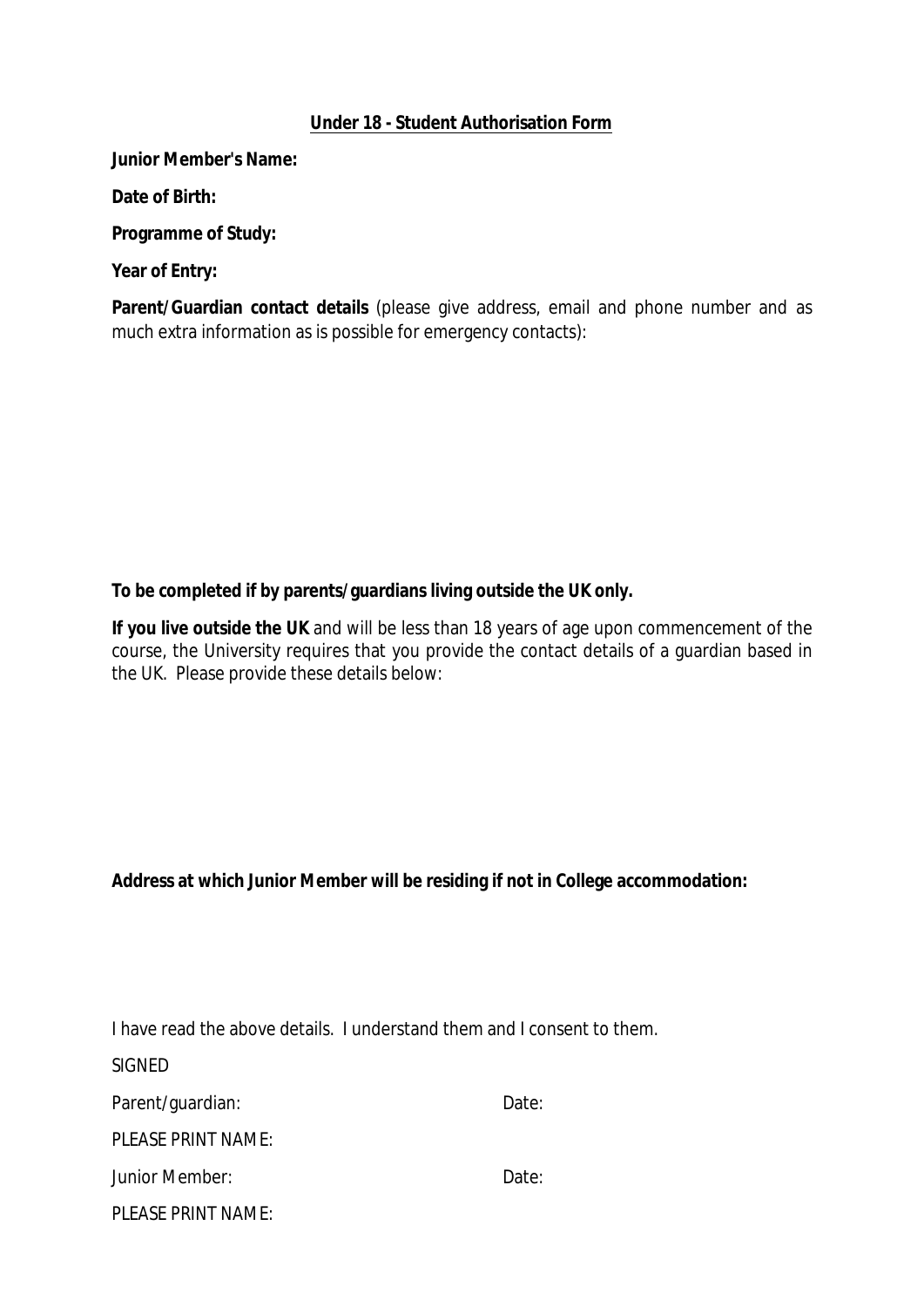**Under 18 - Student Authorisation Form**

**Junior Member's Name:**

**Date of Birth:**

**Programme of Study:**

**Year of Entry:**

**Parent/Guardian contact details** (please give address, email and phone number and as much extra information as is possible for emergency contacts):

**To be completed if by parents/guardians living outside the UK only.**

**If you live outside the UK** and will be less than 18 years of age upon commencement of the course, the University requires that you provide the contact details of a guardian based in the UK. Please provide these details below:

**Address at which Junior Member will be residing if not in College accommodation:**

I have read the above details. I understand them and I consent to them.

SIGNED

Parent/guardian: Date:

PLEASE PRINT NAME:

Junior Member: Date:

PLEASE PRINT NAME: